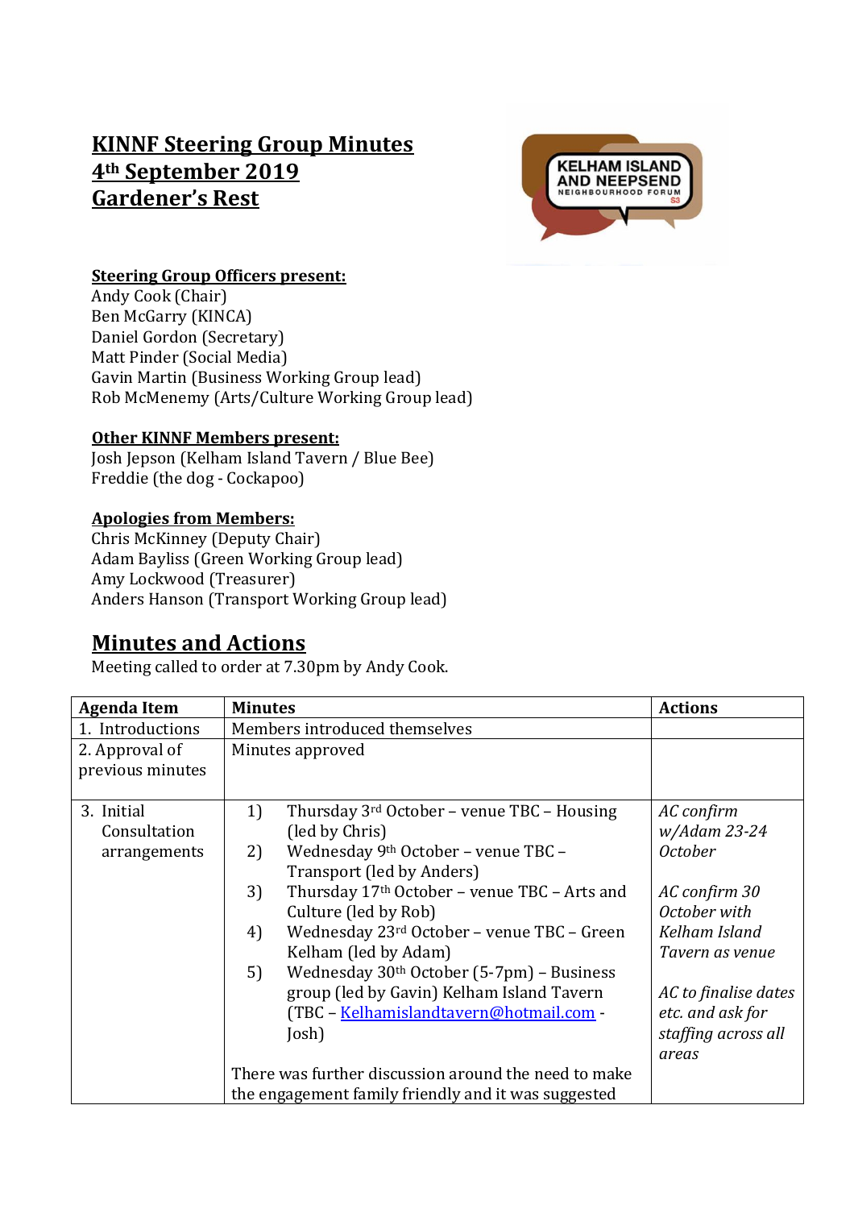# KINNF Steering Group Minutes
# 4th September 2019
# Gardener's Rest

**Steering Group Officers present:**
Andy Cook (Chair)
Ben McGarry (KINCA)
Daniel Gordon (Secretary)
Matt Pinder (Social Media)
Gavin Martin (Business Working Group lead)
Rob McMenemy (Arts/Culture Working Group lead)

**Other KINNF Members present:**
Josh Jepson (Kelham Island Tavern / Blue Bee)
Freddie (the dog - Cockapoo)

**Apologies from Members:**
Chris McKinney (Deputy Chair)
Adam Bayliss (Green Working Group lead)
Amy Lockwood (Treasurer)
Anders Hanson (Transport Working Group lead)

## Minutes and Actions

Meeting called to order at 7.30pm by Andy Cook.

| Agenda Item | Minutes | Actions |
| --- | --- | --- |
| 1. Introductions | Members introduced themselves | |
| 2. Approval of previous minutes | Minutes approved | |
| 3. Initial Consultation arrangements | 1) Thursday 3rd October – venue TBC – Housing (led by Chris)<br>2) Wednesday 9th October – venue TBC – Transport (led by Anders)<br>3) Thursday 17th October – venue TBC – Arts and Culture (led by Rob)<br>4) Wednesday 23rd October – venue TBC – Green Kelham (led by Adam)<br>5) Wednesday 30th October (5-7pm) – Business group (led by Gavin) Kelham Island Tavern (TBC – Kelhamislandtavern@hotmail.com - Josh)<br><br>There was further discussion around the need to make the engagement family friendly and it was suggested | *AC confirm w/Adam 23-24 October*<br><br>*AC confirm 30 October with Kelham Island Tavern as venue*<br><br>*AC to finalise dates etc. and ask for staffing across all areas* |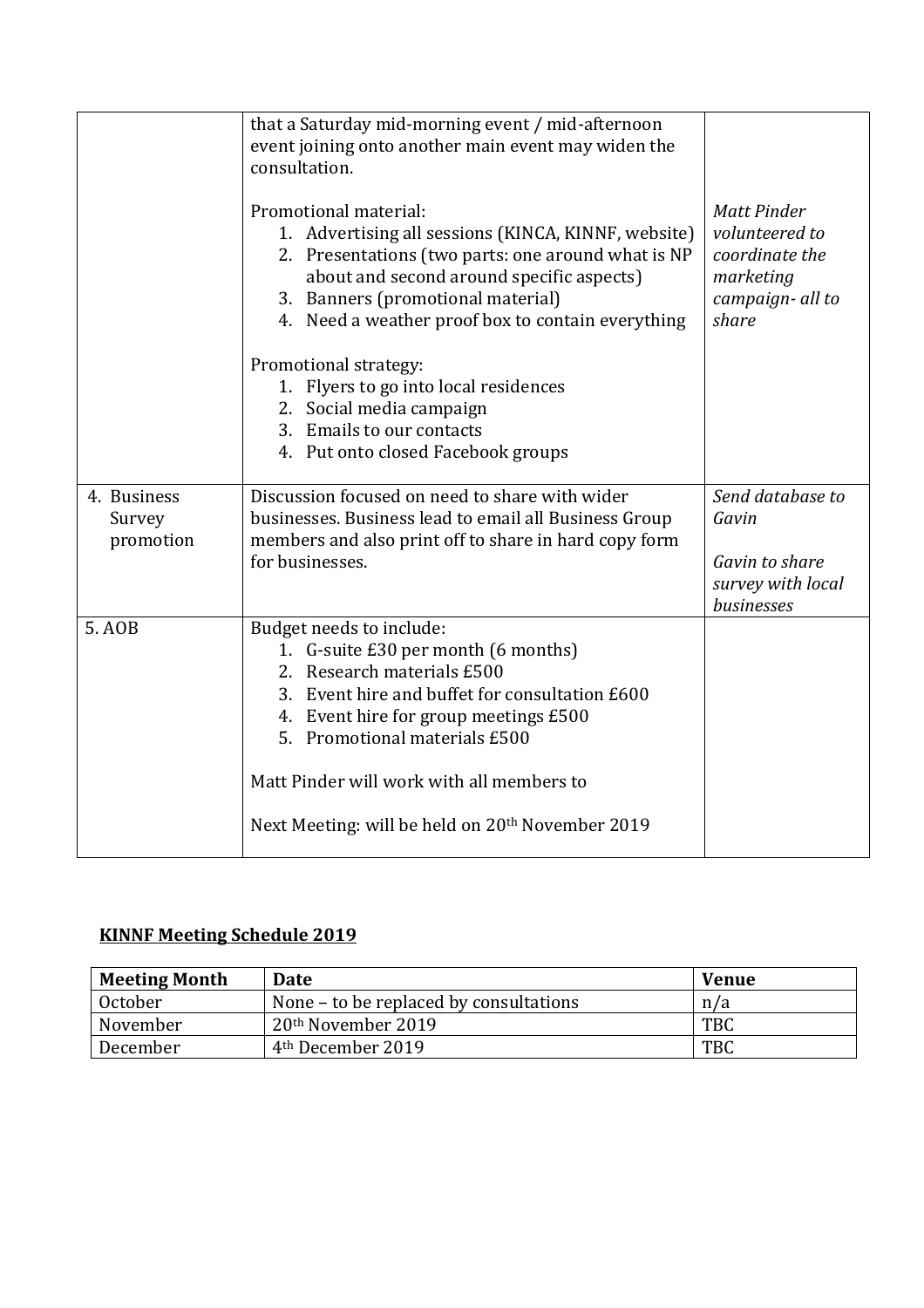| | | |
|---|---|---|
| | that a Saturday mid-morning event / mid-afternoon event joining onto another main event may widen the consultation.<br><br>Promotional material:<br>1. Advertising all sessions (KINCA, KINNF, website)<br>2. Presentations (two parts: one around what is NP about and second around specific aspects)<br>3. Banners (promotional material)<br>4. Need a weather proof box to contain everything<br><br>Promotional strategy:<br>1. Flyers to go into local residences<br>2. Social media campaign<br>3. Emails to our contacts<br>4. Put onto closed Facebook groups | *Matt Pinder volunteered to coordinate the marketing campaign- all to share* |
| 4. Business Survey promotion | Discussion focused on need to share with wider businesses. Business lead to email all Business Group members and also print off to share in hard copy form for businesses. | *Send database to Gavin*<br><br>*Gavin to share survey with local businesses* |
| 5. AOB | Budget needs to include:<br>1. G-suite £30 per month (6 months)<br>2. Research materials £500<br>3. Event hire and buffet for consultation £600<br>4. Event hire for group meetings £500<br>5. Promotional materials £500<br><br>Matt Pinder will work with all members to<br><br>Next Meeting: will be held on 20th November 2019 | |

## KINNF Meeting Schedule 2019

| Meeting Month | Date | Venue |
|---|---|---|
| October | None – to be replaced by consultations | n/a |
| November | 20th November 2019 | TBC |
| December | 4th December 2019 | TBC |